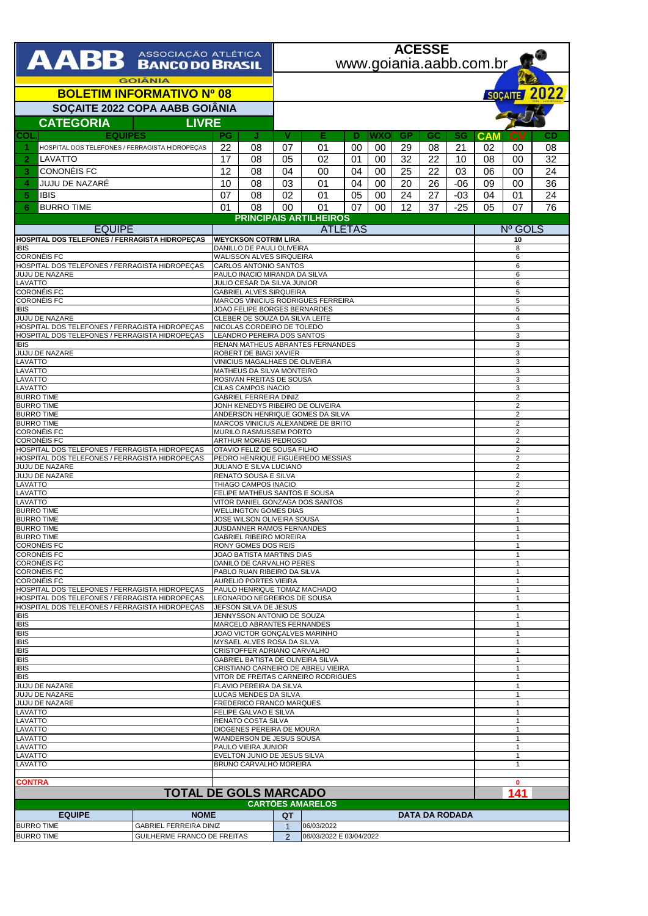AABB ASSOCIAÇÃO ATLÉTICA BANCO DO BRASIL GOIÂNIA

ACESSE www.goiania.aabb.com.br

SOÇAITE 2022

## BOLETIM INFORMATIVO Nº 08

### SOÇAITE 2022 COPA AABB GOIÂNIA

**CATEGORIA** LIVRE

| COL. | EQUIPES | PG | J | V | E | D | WXO | GP | GC | SG | CAM | CV | CD |
|---|---|---|---|---|---|---|---|---|---|---|---|---|---|
| 1 | HOSPITAL DOS TELEFONES / FERRAGISTA HIDROPEÇAS | 22 | 08 | 07 | 01 | 00 | 00 | 29 | 08 | 21 | 02 | 00 | 08 |
| 2 | LAVATTO | 17 | 08 | 05 | 02 | 01 | 00 | 32 | 22 | 10 | 08 | 00 | 32 |
| 3 | CONONÉIS FC | 12 | 08 | 04 | 00 | 04 | 00 | 25 | 22 | 03 | 06 | 00 | 24 |
| 4 | JUJU DE NAZARÉ | 10 | 08 | 03 | 01 | 04 | 00 | 20 | 26 | -06 | 09 | 00 | 36 |
| 5 | IBIS | 07 | 08 | 02 | 01 | 05 | 00 | 24 | 27 | -03 | 04 | 01 | 24 |
| 6 | BURRO TIME | 01 | 08 | 00 | 01 | 07 | 00 | 12 | 37 | -25 | 05 | 07 | 76 |

### PRINCIPAIS ARTILHEIROS

| EQUIPE | ATLETAS | Nº GOLS |
|---|---|---|
| HOSPITAL DOS TELEFONES / FERRAGISTA HIDROPEÇAS | WEYCKSON COTRIM LIRA | 10 |
| IBIS | DANILLO DE PAULI OLIVEIRA | 8 |
| CORONÉIS FC | WALISSON ALVES SIRQUEIRA | 6 |
| HOSPITAL DOS TELEFONES / FERRAGISTA HIDROPEÇAS | CARLOS ANTONIO SANTOS | 6 |
| JUJU DE NAZARE | PAULO INACIO MIRANDA DA SILVA | 6 |
| LAVATTO | JULIO CESAR DA SILVA JUNIOR | 6 |
| CORONÉIS FC | GABRIEL ALVES SIRQUEIRA | 5 |
| CORONÉIS FC | MARCOS VINICIUS RODRIGUES FERREIRA | 5 |
| IBIS | JOAO FELIPE BORGES BERNARDES | 5 |
| JUJU DE NAZARE | CLEBER DE SOUZA DA SILVA LEITE | 4 |
| HOSPITAL DOS TELEFONES / FERRAGISTA HIDROPEÇAS | NICOLAS CORDEIRO DE TOLEDO | 3 |
| HOSPITAL DOS TELEFONES / FERRAGISTA HIDROPEÇAS | LEANDRO PEREIRA DOS SANTOS | 3 |
| IBIS | RENAN MATHEUS ABRANTES FERNANDES | 3 |
| JUJU DE NAZARE | ROBERT DE BIAGI XAVIER | 3 |
| LAVATTO | VINICIUS MAGALHAES DE OLIVEIRA | 3 |
| LAVATTO | MATHEUS DA SILVA MONTEIRO | 3 |
| LAVATTO | ROSIVAN FREITAS DE SOUSA | 3 |
| LAVATTO | CILAS CAMPOS INACIO | 3 |
| BURRO TIME | GABRIEL FERREIRA DINIZ | 2 |
| BURRO TIME | JONH KENEDYS RIBEIRO DE OLIVEIRA | 2 |
| BURRO TIME | ANDERSON HENRIQUE GOMES DA SILVA | 2 |
| BURRO TIME | MARCOS VINICIUS ALEXANDRE DE BRITO | 2 |
| CORONÉIS FC | MURILO RASMUSSEM PORTO | 2 |
| CORONÉIS FC | ARTHUR MORAIS PEDROSO | 2 |
| HOSPITAL DOS TELEFONES / FERRAGISTA HIDROPEÇAS | OTAVIO FELIZ DE SOUSA FILHO | 2 |
| HOSPITAL DOS TELEFONES / FERRAGISTA HIDROPEÇAS | PEDRO HENRIQUE FIGUEIREDO MESSIAS | 2 |
| JUJU DE NAZARE | JULIANO E SILVA LUCIANO | 2 |
| JUJU DE NAZARE | RENATO SOUSA E SILVA | 2 |
| LAVATTO | THIAGO CAMPOS INACIO | 2 |
| LAVATTO | FELIPE MATHEUS SANTOS E SOUSA | 2 |
| LAVATTO | VITOR DANIEL GONZAGA DOS SANTOS | 2 |
| BURRO TIME | WELLINGTON GOMES DIAS | 1 |
| BURRO TIME | JOSE WILSON OLIVEIRA SOUSA | 1 |
| BURRO TIME | JUSDANNER RAMOS FERNANDES | 1 |
| BURRO TIME | GABRIEL RIBEIRO MOREIRA | 1 |
| CORONÉIS FC | RONY GOMES DOS REIS | 1 |
| CORONÉIS FC | JOAO BATISTA MARTINS DIAS | 1 |
| CORONÉIS FC | DANILO DE CARVALHO PERES | 1 |
| CORONÉIS FC | PABLO RUAN RIBEIRO DA SILVA | 1 |
| CORONÉIS FC | AURELIO PORTES VIEIRA | 1 |
| HOSPITAL DOS TELEFONES / FERRAGISTA HIDROPEÇAS | PAULO HENRIQUE TOMAZ MACHADO | 1 |
| HOSPITAL DOS TELEFONES / FERRAGISTA HIDROPEÇAS | LEONARDO NEGREIROS DE SOUSA | 1 |
| HOSPITAL DOS TELEFONES / FERRAGISTA HIDROPEÇAS | JEFSON SILVA DE JESUS | 1 |
| IBIS | JENNYSSON ANTONIO DE SOUZA | 1 |
| IBIS | MARCELO ABRANTES FERNANDES | 1 |
| IBIS | JOAO VICTOR GONÇALVES MARINHO | 1 |
| IBIS | MYSAEL ALVES ROSA DA SILVA | 1 |
| IBIS | CRISTOFFER ADRIANO CARVALHO | 1 |
| IBIS | GABRIEL BATISTA DE OLIVEIRA SILVA | 1 |
| IBIS | CRISTIANO CARNEIRO DE ABREU VIEIRA | 1 |
| IBIS | VITOR DE FREITAS CARNEIRO RODRIGUES | 1 |
| JUJU DE NAZARE | FLAVIO PEREIRA DA SILVA | 1 |
| JUJU DE NAZARE | LUCAS MENDES DA SILVA | 1 |
| JUJU DE NAZARE | FREDERICO FRANCO MARQUES | 1 |
| LAVATTO | FELIPE GALVAO E SILVA | 1 |
| LAVATTO | RENATO COSTA SILVA | 1 |
| LAVATTO | DIOGENES PEREIRA DE MOURA | 1 |
| LAVATTO | WANDERSON DE JESUS SOUSA | 1 |
| LAVATTO | PAULO VIEIRA JUNIOR | 1 |
| LAVATTO | EVELTON JUNIO DE JESUS SILVA | 1 |
| LAVATTO | BRUNO CARVALHO MOREIRA | 1 |
| | | |
| **CONTRA** | | 0 |
| **TOTAL DE GOLS MARCADO** | | **141** |

### CARTÕES AMARELOS

| EQUIPE | NOME | QT | DATA DA RODADA |
|---|---|---|---|
| BURRO TIME | GABRIEL FERREIRA DINIZ | 1 | 06/03/2022 |
| BURRO TIME | GUILHERME FRANCO DE FREITAS | 2 | 06/03/2022 E 03/04/2022 |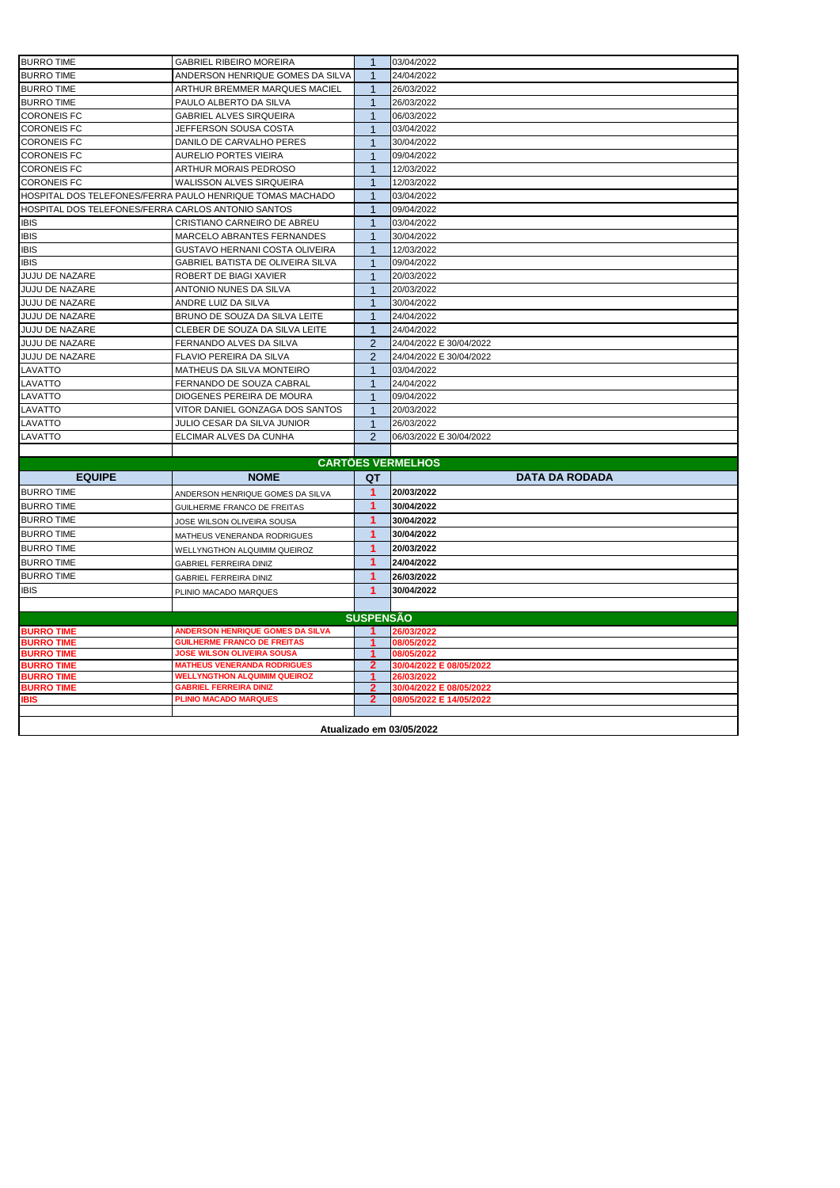| | | | |
|---|---|---|---|
| BURRO TIME | GABRIEL RIBEIRO MOREIRA | 1 | 03/04/2022 |
| BURRO TIME | ANDERSON HENRIQUE GOMES DA SILVA | 1 | 24/04/2022 |
| BURRO TIME | ARTHUR BREMMER MARQUES MACIEL | 1 | 26/03/2022 |
| BURRO TIME | PAULO ALBERTO DA SILVA | 1 | 26/03/2022 |
| CORONEIS FC | GABRIEL ALVES SIRQUEIRA | 1 | 06/03/2022 |
| CORONEIS FC | JEFFERSON SOUSA COSTA | 1 | 03/04/2022 |
| CORONEIS FC | DANILO DE CARVALHO PERES | 1 | 30/04/2022 |
| CORONEIS FC | AURELIO PORTES VIEIRA | 1 | 09/04/2022 |
| CORONEIS FC | ARTHUR MORAIS PEDROSO | 1 | 12/03/2022 |
| CORONEIS FC | WALISSON ALVES SIRQUEIRA | 1 | 12/03/2022 |
| HOSPITAL DOS TELEFONES/FERRA | PAULO HENRIQUE TOMAS MACHADO | 1 | 03/04/2022 |
| HOSPITAL DOS TELEFONES/FERRA | CARLOS ANTONIO SANTOS | 1 | 09/04/2022 |
| IBIS | CRISTIANO CARNEIRO DE ABREU | 1 | 03/04/2022 |
| IBIS | MARCELO ABRANTES FERNANDES | 1 | 30/04/2022 |
| IBIS | GUSTAVO HERNANI COSTA OLIVEIRA | 1 | 12/03/2022 |
| IBIS | GABRIEL BATISTA DE OLIVEIRA SILVA | 1 | 09/04/2022 |
| JUJU DE NAZARE | ROBERT DE BIAGI XAVIER | 1 | 20/03/2022 |
| JUJU DE NAZARE | ANTONIO NUNES DA SILVA | 1 | 20/03/2022 |
| JUJU DE NAZARE | ANDRE LUIZ DA SILVA | 1 | 30/04/2022 |
| JUJU DE NAZARE | BRUNO DE SOUZA DA SILVA LEITE | 1 | 24/04/2022 |
| JUJU DE NAZARE | CLEBER DE SOUZA DA SILVA LEITE | 1 | 24/04/2022 |
| JUJU DE NAZARE | FERNANDO ALVES DA SILVA | 2 | 24/04/2022 E 30/04/2022 |
| JUJU DE NAZARE | FLAVIO PEREIRA DA SILVA | 2 | 24/04/2022 E 30/04/2022 |
| LAVATTO | MATHEUS DA SILVA MONTEIRO | 1 | 03/04/2022 |
| LAVATTO | FERNANDO DE SOUZA CABRAL | 1 | 24/04/2022 |
| LAVATTO | DIOGENES PEREIRA DE MOURA | 1 | 09/04/2022 |
| LAVATTO | VITOR DANIEL GONZAGA DOS SANTOS | 1 | 20/03/2022 |
| LAVATTO | JULIO CESAR DA SILVA JUNIOR | 1 | 26/03/2022 |
| LAVATTO | ELCIMAR ALVES DA CUNHA | 2 | 06/03/2022 E 30/04/2022 |

## CARTÕES VERMELHOS

| EQUIPE | NOME | QT | DATA DA RODADA |
|---|---|---|---|
| BURRO TIME | ANDERSON HENRIQUE GOMES DA SILVA | 1 | 20/03/2022 |
| BURRO TIME | GUILHERME FRANCO DE FREITAS | 1 | 30/04/2022 |
| BURRO TIME | JOSE WILSON OLIVEIRA SOUSA | 1 | 30/04/2022 |
| BURRO TIME | MATHEUS VENERANDA RODRIGUES | 1 | 30/04/2022 |
| BURRO TIME | WELLYNGTHON ALQUIMIM QUEIROZ | 1 | 20/03/2022 |
| BURRO TIME | GABRIEL FERREIRA DINIZ | 1 | 24/04/2022 |
| BURRO TIME | GABRIEL FERREIRA DINIZ | 1 | 26/03/2022 |
| IBIS | PLINIO MACADO MARQUES | 1 | 30/04/2022 |

## SUSPENSÃO

| | | | |
|---|---|---|---|
| BURRO TIME | ANDERSON HENRIQUE GOMES DA SILVA | 1 | 26/03/2022 |
| BURRO TIME | GUILHERME FRANCO DE FREITAS | 1 | 08/05/2022 |
| BURRO TIME | JOSE WILSON OLIVEIRA SOUSA | 1 | 08/05/2022 |
| BURRO TIME | MATHEUS VENERANDA RODRIGUES | 2 | 30/04/2022 E 08/05/2022 |
| BURRO TIME | WELLYNGTHON ALQUIMIM QUEIROZ | 1 | 26/03/2022 |
| BURRO TIME | GABRIEL FERREIRA DINIZ | 2 | 30/04/2022 E 08/05/2022 |
| IBIS | PLINIO MACADO MARQUES | 2 | 08/05/2022 E 14/05/2022 |

**Atualizado em 03/05/2022**